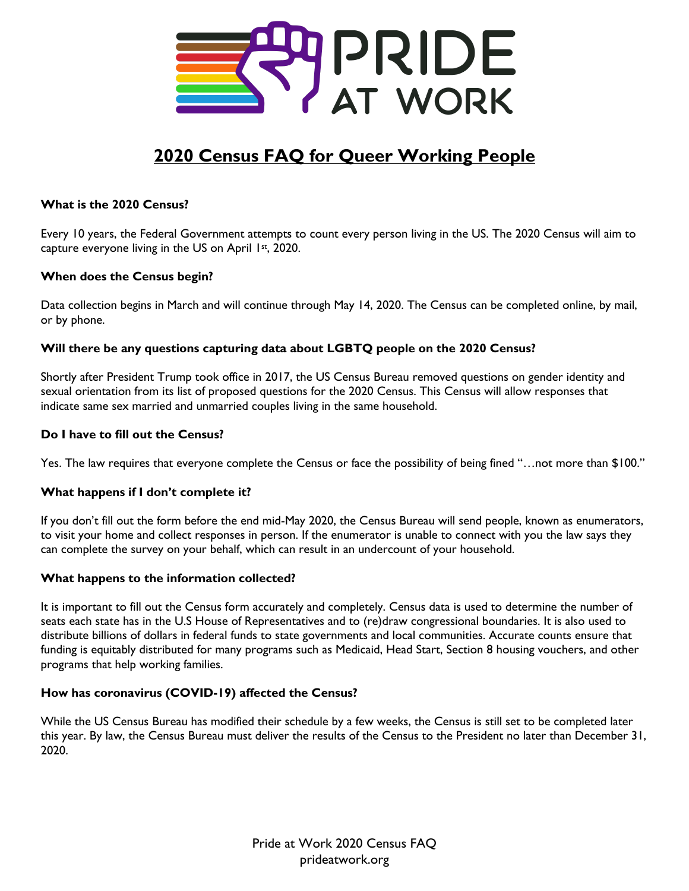# PRIDE AT WORK

## 2020 Census FAQ for Queer Working People

**What is the 2020 Census?**

Every 10 years, the Federal Government attempts to count every person living in the US. The 2020 Census will aim to capture everyone living in the US on April 1st, 2020.

**When does the Census begin?**

Data collection begins in March and will continue through May 14, 2020. The Census can be completed online, by mail, or by phone.

**Will there be any questions capturing data about LGBTQ people on the 2020 Census?**

Shortly after President Trump took office in 2017, the US Census Bureau removed questions on gender identity and sexual orientation from its list of proposed questions for the 2020 Census. This Census will allow responses that indicate same sex married and unmarried couples living in the same household.

**Do I have to fill out the Census?**

Yes. The law requires that everyone complete the Census or face the possibility of being fined "…not more than $100."

**What happens if I don't complete it?**

If you don't fill out the form before the end mid-May 2020, the Census Bureau will send people, known as enumerators, to visit your home and collect responses in person. If the enumerator is unable to connect with you the law says they can complete the survey on your behalf, which can result in an undercount of your household.

**What happens to the information collected?**

It is important to fill out the Census form accurately and completely. Census data is used to determine the number of seats each state has in the U.S House of Representatives and to (re)draw congressional boundaries. It is also used to distribute billions of dollars in federal funds to state governments and local communities. Accurate counts ensure that funding is equitably distributed for many programs such as Medicaid, Head Start, Section 8 housing vouchers, and other programs that help working families.

**How has coronavirus (COVID-19) affected the Census?**

While the US Census Bureau has modified their schedule by a few weeks, the Census is still set to be completed later this year. By law, the Census Bureau must deliver the results of the Census to the President no later than December 31, 2020.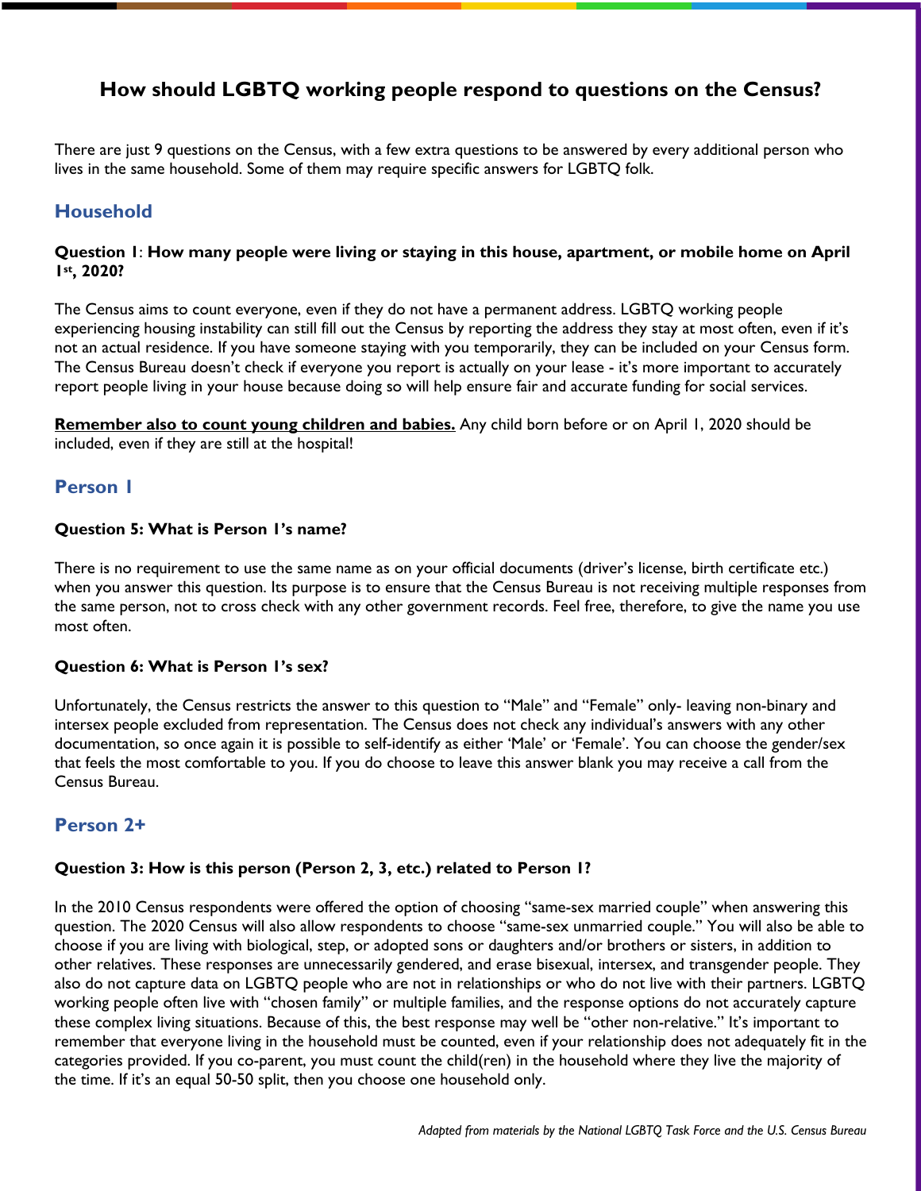# How should LGBTQ working people respond to questions on the Census?

There are just 9 questions on the Census, with a few extra questions to be answered by every additional person who lives in the same household. Some of them may require specific answers for LGBTQ folk.

## Household

**Question 1**: **How many people were living or staying in this house, apartment, or mobile home on April 1st, 2020?**

The Census aims to count everyone, even if they do not have a permanent address. LGBTQ working people experiencing housing instability can still fill out the Census by reporting the address they stay at most often, even if it's not an actual residence. If you have someone staying with you temporarily, they can be included on your Census form. The Census Bureau doesn't check if everyone you report is actually on your lease - it's more important to accurately report people living in your house because doing so will help ensure fair and accurate funding for social services.

**Remember also to count young children and babies.** Any child born before or on April 1, 2020 should be included, even if they are still at the hospital!

## Person 1

**Question 5: What is Person 1's name?**

There is no requirement to use the same name as on your official documents (driver's license, birth certificate etc.) when you answer this question. Its purpose is to ensure that the Census Bureau is not receiving multiple responses from the same person, not to cross check with any other government records. Feel free, therefore, to give the name you use most often.

**Question 6: What is Person 1's sex?**

Unfortunately, the Census restricts the answer to this question to "Male" and "Female" only- leaving non-binary and intersex people excluded from representation. The Census does not check any individual's answers with any other documentation, so once again it is possible to self-identify as either 'Male' or 'Female'. You can choose the gender/sex that feels the most comfortable to you. If you do choose to leave this answer blank you may receive a call from the Census Bureau.

## Person 2+

**Question 3: How is this person (Person 2, 3, etc.) related to Person 1?**

In the 2010 Census respondents were offered the option of choosing "same-sex married couple" when answering this question. The 2020 Census will also allow respondents to choose "same-sex unmarried couple." You will also be able to choose if you are living with biological, step, or adopted sons or daughters and/or brothers or sisters, in addition to other relatives. These responses are unnecessarily gendered, and erase bisexual, intersex, and transgender people. They also do not capture data on LGBTQ people who are not in relationships or who do not live with their partners. LGBTQ working people often live with "chosen family" or multiple families, and the response options do not accurately capture these complex living situations. Because of this, the best response may well be "other non-relative." It's important to remember that everyone living in the household must be counted, even if your relationship does not adequately fit in the categories provided. If you co-parent, you must count the child(ren) in the household where they live the majority of the time. If it's an equal 50-50 split, then you choose one household only.

*Adapted from materials by the National LGBTQ Task Force and the U.S. Census Bureau*